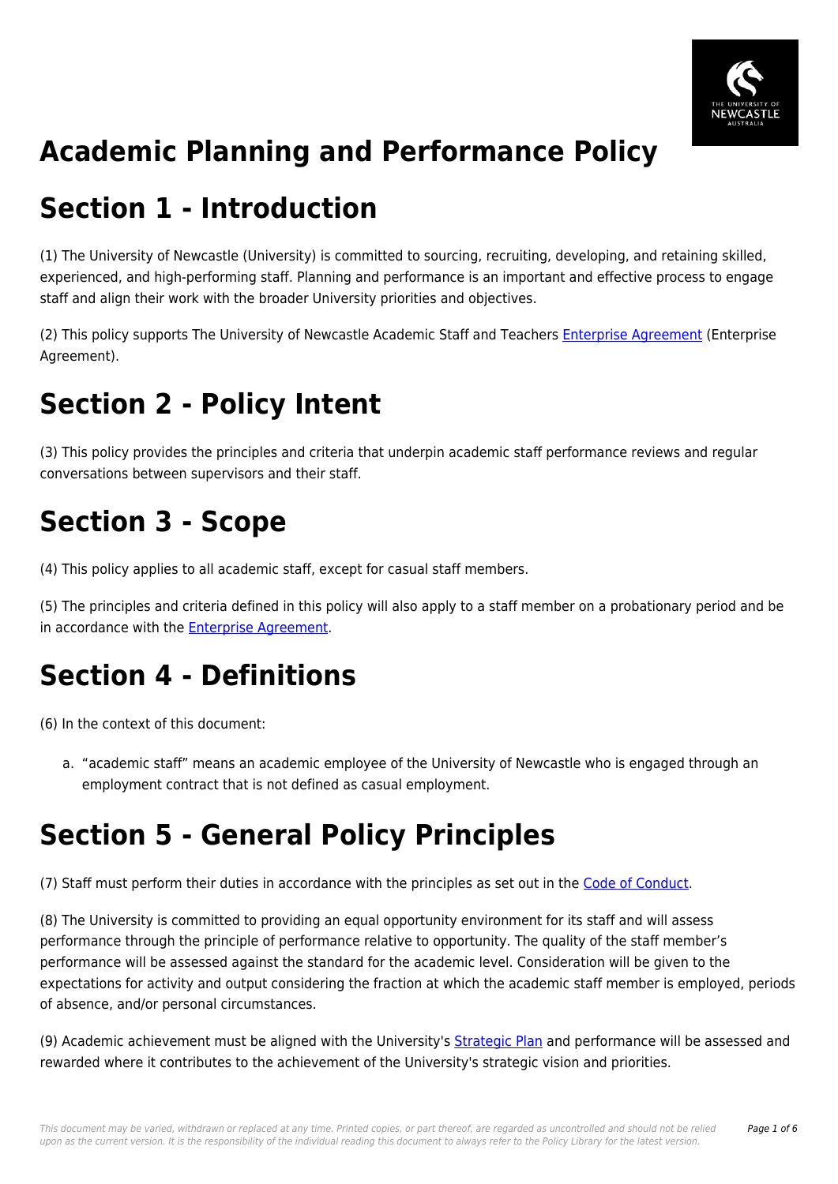# Academic Planning and Performance Policy

## Section 1 - Introduction

(1) The University of Newcastle (University) is committed to sourcing, recruiting, developing, and retaining skilled, experienced, and high-performing staff. Planning and performance is an important and effective process to engage staff and align their work with the broader University priorities and objectives.

(2) This policy supports The University of Newcastle Academic Staff and Teachers Enterprise Agreement (Enterprise Agreement).

## Section 2 - Policy Intent

(3) This policy provides the principles and criteria that underpin academic staff performance reviews and regular conversations between supervisors and their staff.

## Section 3 - Scope

(4) This policy applies to all academic staff, except for casual staff members.

(5) The principles and criteria defined in this policy will also apply to a staff member on a probationary period and be in accordance with the Enterprise Agreement.

## Section 4 - Definitions

(6) In the context of this document:

a. "academic staff" means an academic employee of the University of Newcastle who is engaged through an employment contract that is not defined as casual employment.

## Section 5 - General Policy Principles

(7) Staff must perform their duties in accordance with the principles as set out in the Code of Conduct.

(8) The University is committed to providing an equal opportunity environment for its staff and will assess performance through the principle of performance relative to opportunity. The quality of the staff member's performance will be assessed against the standard for the academic level. Consideration will be given to the expectations for activity and output considering the fraction at which the academic staff member is employed, periods of absence, and/or personal circumstances.

(9) Academic achievement must be aligned with the University's Strategic Plan and performance will be assessed and rewarded where it contributes to the achievement of the University's strategic vision and priorities.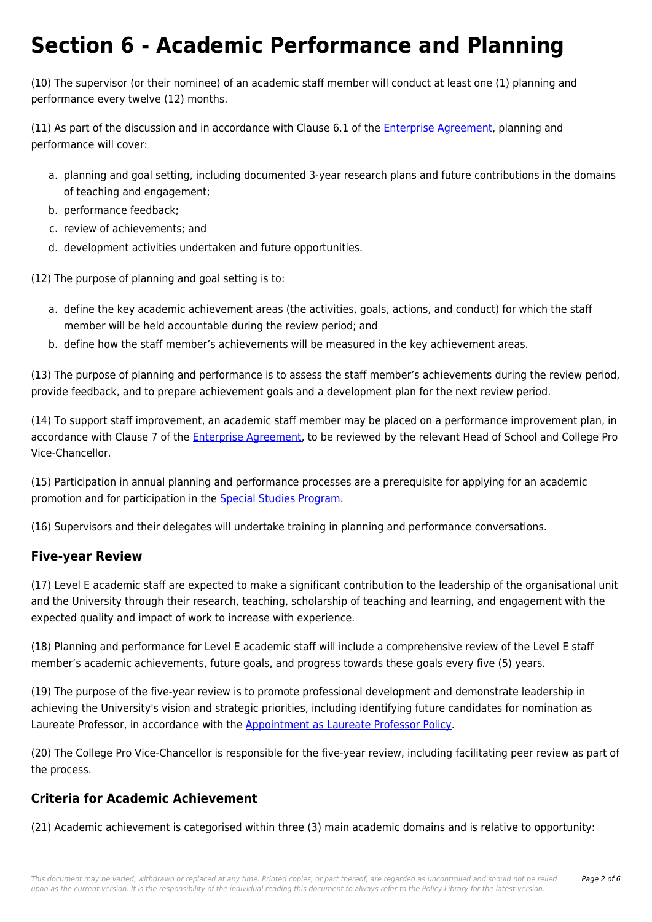# Section 6 - Academic Performance and Planning

(10) The supervisor (or their nominee) of an academic staff member will conduct at least one (1) planning and performance every twelve (12) months.

(11) As part of the discussion and in accordance with Clause 6.1 of the Enterprise Agreement, planning and performance will cover:

a. planning and goal setting, including documented 3-year research plans and future contributions in the domains of teaching and engagement;
b. performance feedback;
c. review of achievements; and
d. development activities undertaken and future opportunities.

(12) The purpose of planning and goal setting is to:

a. define the key academic achievement areas (the activities, goals, actions, and conduct) for which the staff member will be held accountable during the review period; and
b. define how the staff member's achievements will be measured in the key achievement areas.

(13) The purpose of planning and performance is to assess the staff member's achievements during the review period, provide feedback, and to prepare achievement goals and a development plan for the next review period.

(14) To support staff improvement, an academic staff member may be placed on a performance improvement plan, in accordance with Clause 7 of the Enterprise Agreement, to be reviewed by the relevant Head of School and College Pro Vice-Chancellor.

(15) Participation in annual planning and performance processes are a prerequisite for applying for an academic promotion and for participation in the Special Studies Program.

(16) Supervisors and their delegates will undertake training in planning and performance conversations.

## Five-year Review

(17) Level E academic staff are expected to make a significant contribution to the leadership of the organisational unit and the University through their research, teaching, scholarship of teaching and learning, and engagement with the expected quality and impact of work to increase with experience.

(18) Planning and performance for Level E academic staff will include a comprehensive review of the Level E staff member's academic achievements, future goals, and progress towards these goals every five (5) years.

(19) The purpose of the five-year review is to promote professional development and demonstrate leadership in achieving the University's vision and strategic priorities, including identifying future candidates for nomination as Laureate Professor, in accordance with the Appointment as Laureate Professor Policy.

(20) The College Pro Vice-Chancellor is responsible for the five-year review, including facilitating peer review as part of the process.

## Criteria for Academic Achievement

(21) Academic achievement is categorised within three (3) main academic domains and is relative to opportunity: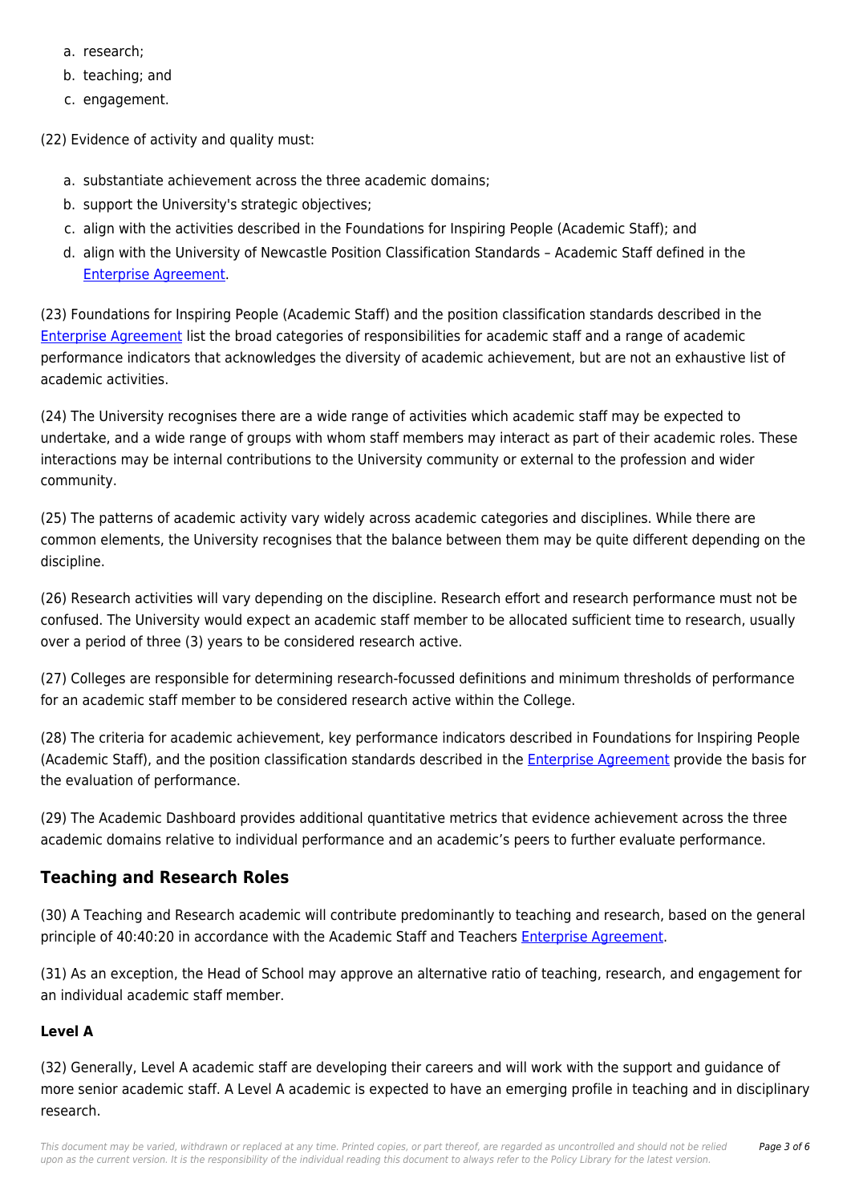a. research;
b. teaching; and
c. engagement.

(22) Evidence of activity and quality must:

a. substantiate achievement across the three academic domains;
b. support the University's strategic objectives;
c. align with the activities described in the Foundations for Inspiring People (Academic Staff); and
d. align with the University of Newcastle Position Classification Standards – Academic Staff defined in the Enterprise Agreement.

(23) Foundations for Inspiring People (Academic Staff) and the position classification standards described in the Enterprise Agreement list the broad categories of responsibilities for academic staff and a range of academic performance indicators that acknowledges the diversity of academic achievement, but are not an exhaustive list of academic activities.

(24) The University recognises there are a wide range of activities which academic staff may be expected to undertake, and a wide range of groups with whom staff members may interact as part of their academic roles. These interactions may be internal contributions to the University community or external to the profession and wider community.

(25) The patterns of academic activity vary widely across academic categories and disciplines. While there are common elements, the University recognises that the balance between them may be quite different depending on the discipline.

(26) Research activities will vary depending on the discipline. Research effort and research performance must not be confused. The University would expect an academic staff member to be allocated sufficient time to research, usually over a period of three (3) years to be considered research active.

(27) Colleges are responsible for determining research-focussed definitions and minimum thresholds of performance for an academic staff member to be considered research active within the College.

(28) The criteria for academic achievement, key performance indicators described in Foundations for Inspiring People (Academic Staff), and the position classification standards described in the Enterprise Agreement provide the basis for the evaluation of performance.

(29) The Academic Dashboard provides additional quantitative metrics that evidence achievement across the three academic domains relative to individual performance and an academic's peers to further evaluate performance.

## Teaching and Research Roles

(30) A Teaching and Research academic will contribute predominantly to teaching and research, based on the general principle of 40:40:20 in accordance with the Academic Staff and Teachers Enterprise Agreement.

(31) As an exception, the Head of School may approve an alternative ratio of teaching, research, and engagement for an individual academic staff member.

### Level A

(32) Generally, Level A academic staff are developing their careers and will work with the support and guidance of more senior academic staff. A Level A academic is expected to have an emerging profile in teaching and in disciplinary research.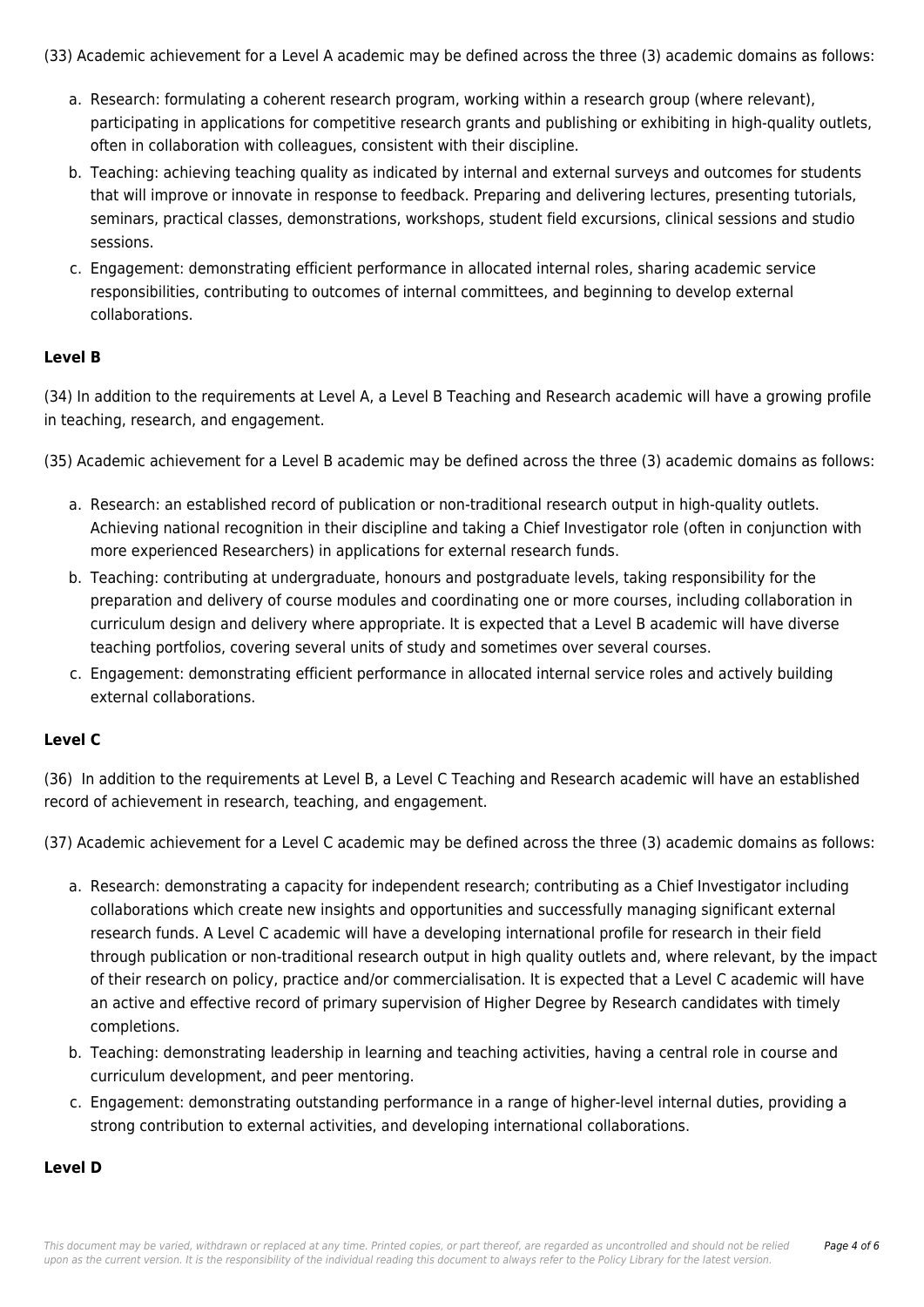(33) Academic achievement for a Level A academic may be defined across the three (3) academic domains as follows:

a. Research: formulating a coherent research program, working within a research group (where relevant), participating in applications for competitive research grants and publishing or exhibiting in high-quality outlets, often in collaboration with colleagues, consistent with their discipline.
b. Teaching: achieving teaching quality as indicated by internal and external surveys and outcomes for students that will improve or innovate in response to feedback. Preparing and delivering lectures, presenting tutorials, seminars, practical classes, demonstrations, workshops, student field excursions, clinical sessions and studio sessions.
c. Engagement: demonstrating efficient performance in allocated internal roles, sharing academic service responsibilities, contributing to outcomes of internal committees, and beginning to develop external collaborations.

**Level B**

(34) In addition to the requirements at Level A, a Level B Teaching and Research academic will have a growing profile in teaching, research, and engagement.

(35) Academic achievement for a Level B academic may be defined across the three (3) academic domains as follows:

a. Research: an established record of publication or non-traditional research output in high-quality outlets. Achieving national recognition in their discipline and taking a Chief Investigator role (often in conjunction with more experienced Researchers) in applications for external research funds.
b. Teaching: contributing at undergraduate, honours and postgraduate levels, taking responsibility for the preparation and delivery of course modules and coordinating one or more courses, including collaboration in curriculum design and delivery where appropriate. It is expected that a Level B academic will have diverse teaching portfolios, covering several units of study and sometimes over several courses.
c. Engagement: demonstrating efficient performance in allocated internal service roles and actively building external collaborations.

**Level C**

(36) In addition to the requirements at Level B, a Level C Teaching and Research academic will have an established record of achievement in research, teaching, and engagement.

(37) Academic achievement for a Level C academic may be defined across the three (3) academic domains as follows:

a. Research: demonstrating a capacity for independent research; contributing as a Chief Investigator including collaborations which create new insights and opportunities and successfully managing significant external research funds. A Level C academic will have a developing international profile for research in their field through publication or non-traditional research output in high quality outlets and, where relevant, by the impact of their research on policy, practice and/or commercialisation. It is expected that a Level C academic will have an active and effective record of primary supervision of Higher Degree by Research candidates with timely completions.
b. Teaching: demonstrating leadership in learning and teaching activities, having a central role in course and curriculum development, and peer mentoring.
c. Engagement: demonstrating outstanding performance in a range of higher-level internal duties, providing a strong contribution to external activities, and developing international collaborations.

**Level D**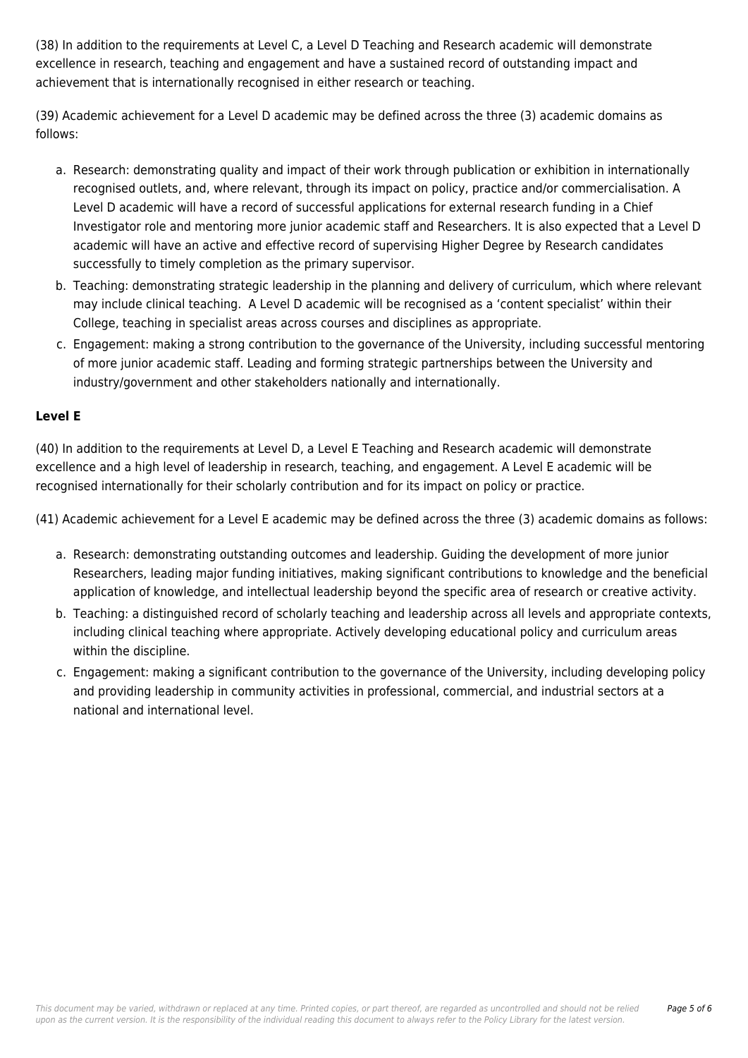(38) In addition to the requirements at Level C, a Level D Teaching and Research academic will demonstrate excellence in research, teaching and engagement and have a sustained record of outstanding impact and achievement that is internationally recognised in either research or teaching.

(39) Academic achievement for a Level D academic may be defined across the three (3) academic domains as follows:

a. Research: demonstrating quality and impact of their work through publication or exhibition in internationally recognised outlets, and, where relevant, through its impact on policy, practice and/or commercialisation. A Level D academic will have a record of successful applications for external research funding in a Chief Investigator role and mentoring more junior academic staff and Researchers. It is also expected that a Level D academic will have an active and effective record of supervising Higher Degree by Research candidates successfully to timely completion as the primary supervisor.
b. Teaching: demonstrating strategic leadership in the planning and delivery of curriculum, which where relevant may include clinical teaching. A Level D academic will be recognised as a 'content specialist' within their College, teaching in specialist areas across courses and disciplines as appropriate.
c. Engagement: making a strong contribution to the governance of the University, including successful mentoring of more junior academic staff. Leading and forming strategic partnerships between the University and industry/government and other stakeholders nationally and internationally.

**Level E**

(40) In addition to the requirements at Level D, a Level E Teaching and Research academic will demonstrate excellence and a high level of leadership in research, teaching, and engagement. A Level E academic will be recognised internationally for their scholarly contribution and for its impact on policy or practice.

(41) Academic achievement for a Level E academic may be defined across the three (3) academic domains as follows:

a. Research: demonstrating outstanding outcomes and leadership. Guiding the development of more junior Researchers, leading major funding initiatives, making significant contributions to knowledge and the beneficial application of knowledge, and intellectual leadership beyond the specific area of research or creative activity.
b. Teaching: a distinguished record of scholarly teaching and leadership across all levels and appropriate contexts, including clinical teaching where appropriate. Actively developing educational policy and curriculum areas within the discipline.
c. Engagement: making a significant contribution to the governance of the University, including developing policy and providing leadership in community activities in professional, commercial, and industrial sectors at a national and international level.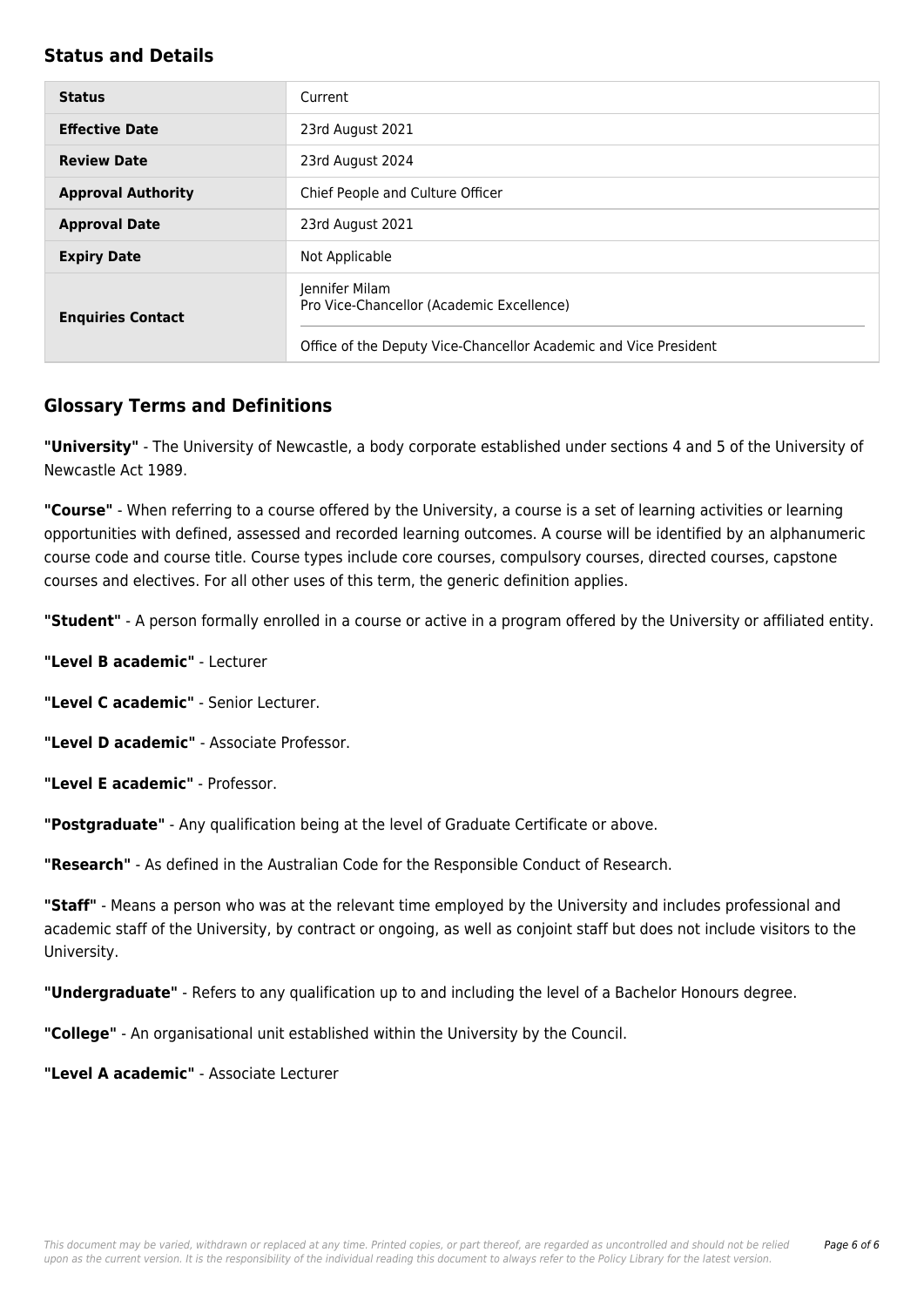## Status and Details

| | |
|---|---|
| **Status** | Current |
| **Effective Date** | 23rd August 2021 |
| **Review Date** | 23rd August 2024 |
| **Approval Authority** | Chief People and Culture Officer |
| **Approval Date** | 23rd August 2021 |
| **Expiry Date** | Not Applicable |
| **Enquiries Contact** | Jennifer Milam<br>Pro Vice-Chancellor (Academic Excellence)<br><br>Office of the Deputy Vice-Chancellor Academic and Vice President |

## Glossary Terms and Definitions

**"University"** - The University of Newcastle, a body corporate established under sections 4 and 5 of the University of Newcastle Act 1989.

**"Course"** - When referring to a course offered by the University, a course is a set of learning activities or learning opportunities with defined, assessed and recorded learning outcomes. A course will be identified by an alphanumeric course code and course title. Course types include core courses, compulsory courses, directed courses, capstone courses and electives. For all other uses of this term, the generic definition applies.

**"Student"** - A person formally enrolled in a course or active in a program offered by the University or affiliated entity.

**"Level B academic"** - Lecturer

**"Level C academic"** - Senior Lecturer.

**"Level D academic"** - Associate Professor.

**"Level E academic"** - Professor.

**"Postgraduate"** - Any qualification being at the level of Graduate Certificate or above.

**"Research"** - As defined in the Australian Code for the Responsible Conduct of Research.

**"Staff"** - Means a person who was at the relevant time employed by the University and includes professional and academic staff of the University, by contract or ongoing, as well as conjoint staff but does not include visitors to the University.

**"Undergraduate"** - Refers to any qualification up to and including the level of a Bachelor Honours degree.

**"College"** - An organisational unit established within the University by the Council.

**"Level A academic"** - Associate Lecturer

*This document may be varied, withdrawn or replaced at any time. Printed copies, or part thereof, are regarded as uncontrolled and should not be relied upon as the current version. It is the responsibility of the individual reading this document to always refer to the Policy Library for the latest version.*